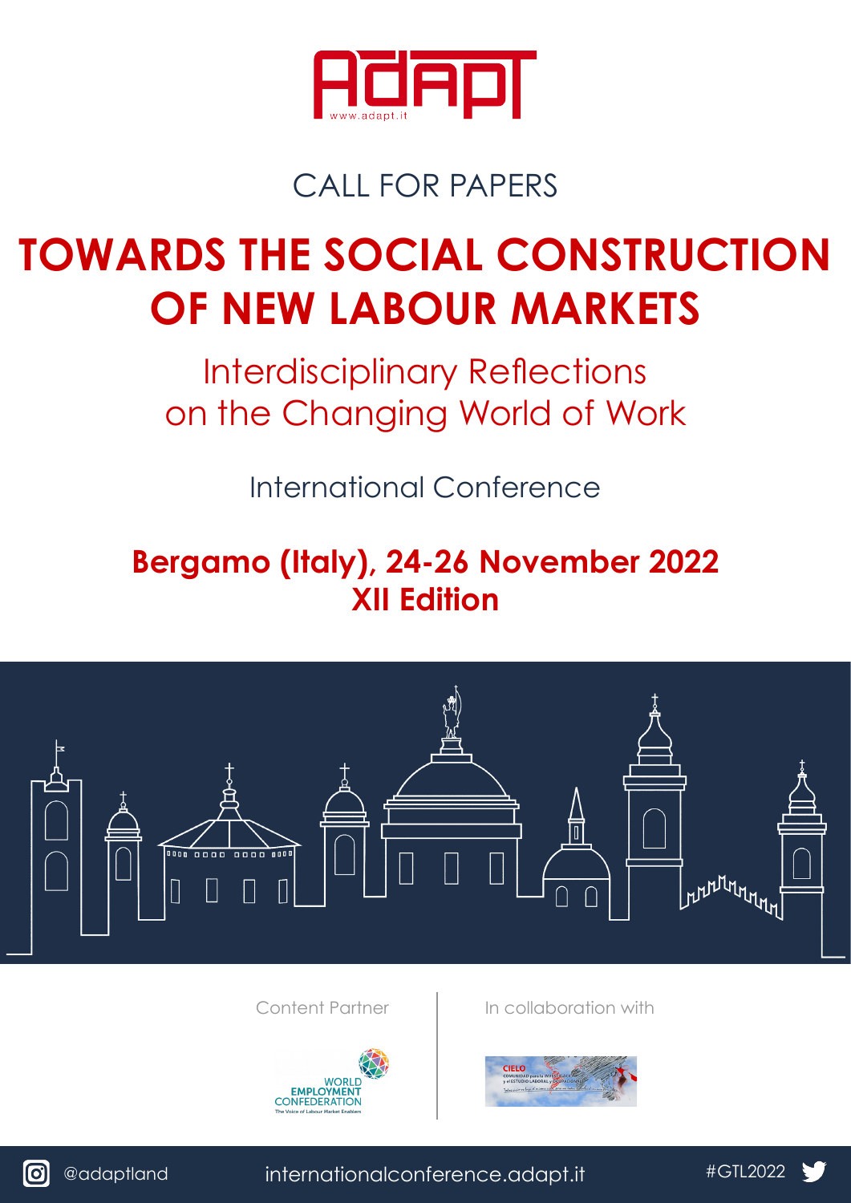ADAPT
www.adapt.it

CALL FOR PAPERS

# TOWARDS THE SOCIAL CONSTRUCTION OF NEW LABOUR MARKETS

## Interdisciplinary Reflections on the Changing World of Work

International Conference

**Bergamo (Italy), 24-26 November 2022**
**XII Edition**

Content Partner

WORLD EMPLOYMENT CONFEDERATION
The Voice of Labour Market Enablers

In collaboration with

CIELO

@adaptland

internationalconference.adapt.it

#GTL2022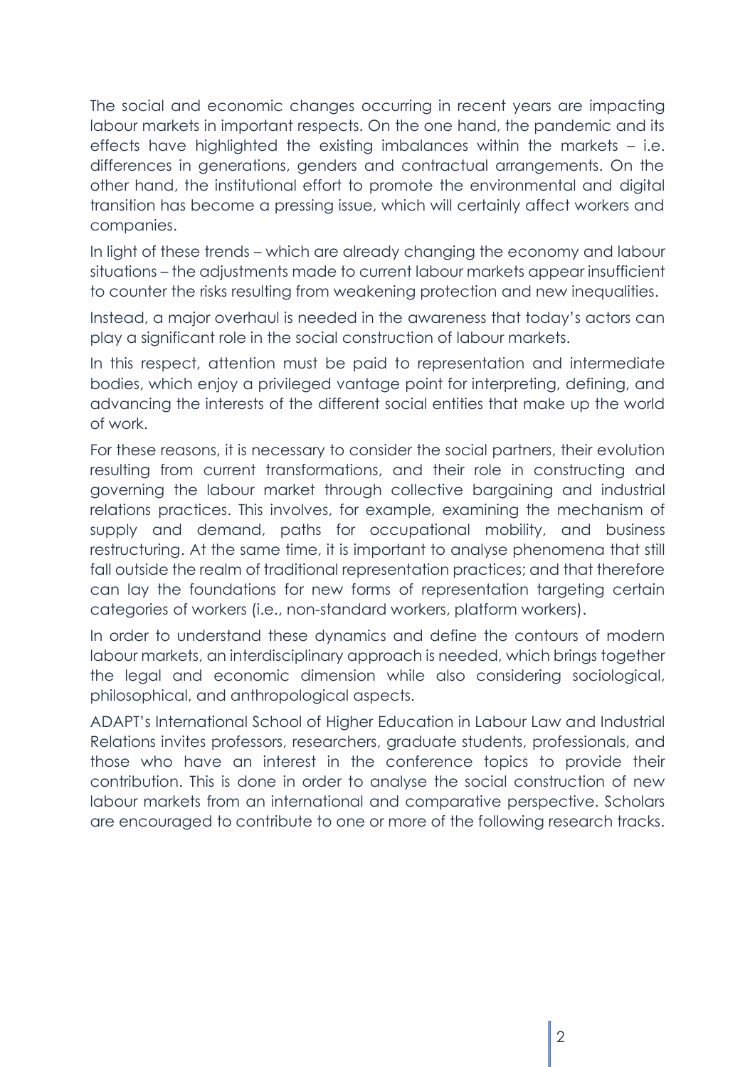The social and economic changes occurring in recent years are impacting labour markets in important respects. On the one hand, the pandemic and its effects have highlighted the existing imbalances within the markets – i.e. differences in generations, genders and contractual arrangements. On the other hand, the institutional effort to promote the environmental and digital transition has become a pressing issue, which will certainly affect workers and companies.

In light of these trends – which are already changing the economy and labour situations – the adjustments made to current labour markets appear insufficient to counter the risks resulting from weakening protection and new inequalities.

Instead, a major overhaul is needed in the awareness that today's actors can play a significant role in the social construction of labour markets.

In this respect, attention must be paid to representation and intermediate bodies, which enjoy a privileged vantage point for interpreting, defining, and advancing the interests of the different social entities that make up the world of work.

For these reasons, it is necessary to consider the social partners, their evolution resulting from current transformations, and their role in constructing and governing the labour market through collective bargaining and industrial relations practices. This involves, for example, examining the mechanism of supply and demand, paths for occupational mobility, and business restructuring. At the same time, it is important to analyse phenomena that still fall outside the realm of traditional representation practices; and that therefore can lay the foundations for new forms of representation targeting certain categories of workers (i.e., non-standard workers, platform workers).

In order to understand these dynamics and define the contours of modern labour markets, an interdisciplinary approach is needed, which brings together the legal and economic dimension while also considering sociological, philosophical, and anthropological aspects.

ADAPT's International School of Higher Education in Labour Law and Industrial Relations invites professors, researchers, graduate students, professionals, and those who have an interest in the conference topics to provide their contribution. This is done in order to analyse the social construction of new labour markets from an international and comparative perspective. Scholars are encouraged to contribute to one or more of the following research tracks.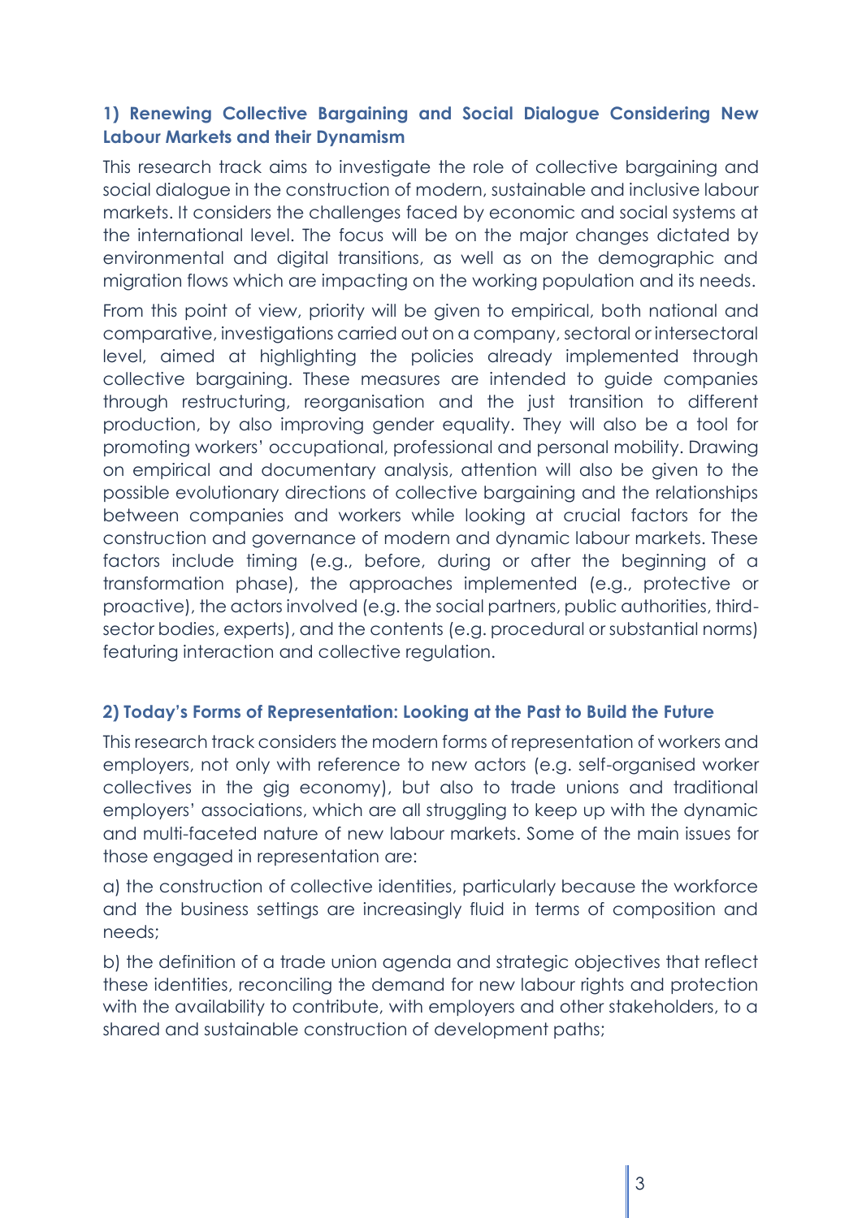### 1) Renewing Collective Bargaining and Social Dialogue Considering New Labour Markets and their Dynamism

This research track aims to investigate the role of collective bargaining and social dialogue in the construction of modern, sustainable and inclusive labour markets. It considers the challenges faced by economic and social systems at the international level. The focus will be on the major changes dictated by environmental and digital transitions, as well as on the demographic and migration flows which are impacting on the working population and its needs.

From this point of view, priority will be given to empirical, both national and comparative, investigations carried out on a company, sectoral or intersectoral level, aimed at highlighting the policies already implemented through collective bargaining. These measures are intended to guide companies through restructuring, reorganisation and the just transition to different production, by also improving gender equality. They will also be a tool for promoting workers' occupational, professional and personal mobility. Drawing on empirical and documentary analysis, attention will also be given to the possible evolutionary directions of collective bargaining and the relationships between companies and workers while looking at crucial factors for the construction and governance of modern and dynamic labour markets. These factors include timing (e.g., before, during or after the beginning of a transformation phase), the approaches implemented (e.g., protective or proactive), the actors involved (e.g. the social partners, public authorities, third-sector bodies, experts), and the contents (e.g. procedural or substantial norms) featuring interaction and collective regulation.

### 2) Today's Forms of Representation: Looking at the Past to Build the Future

This research track considers the modern forms of representation of workers and employers, not only with reference to new actors (e.g. self-organised worker collectives in the gig economy), but also to trade unions and traditional employers' associations, which are all struggling to keep up with the dynamic and multi-faceted nature of new labour markets. Some of the main issues for those engaged in representation are:

a) the construction of collective identities, particularly because the workforce and the business settings are increasingly fluid in terms of composition and needs;

b) the definition of a trade union agenda and strategic objectives that reflect these identities, reconciling the demand for new labour rights and protection with the availability to contribute, with employers and other stakeholders, to a shared and sustainable construction of development paths;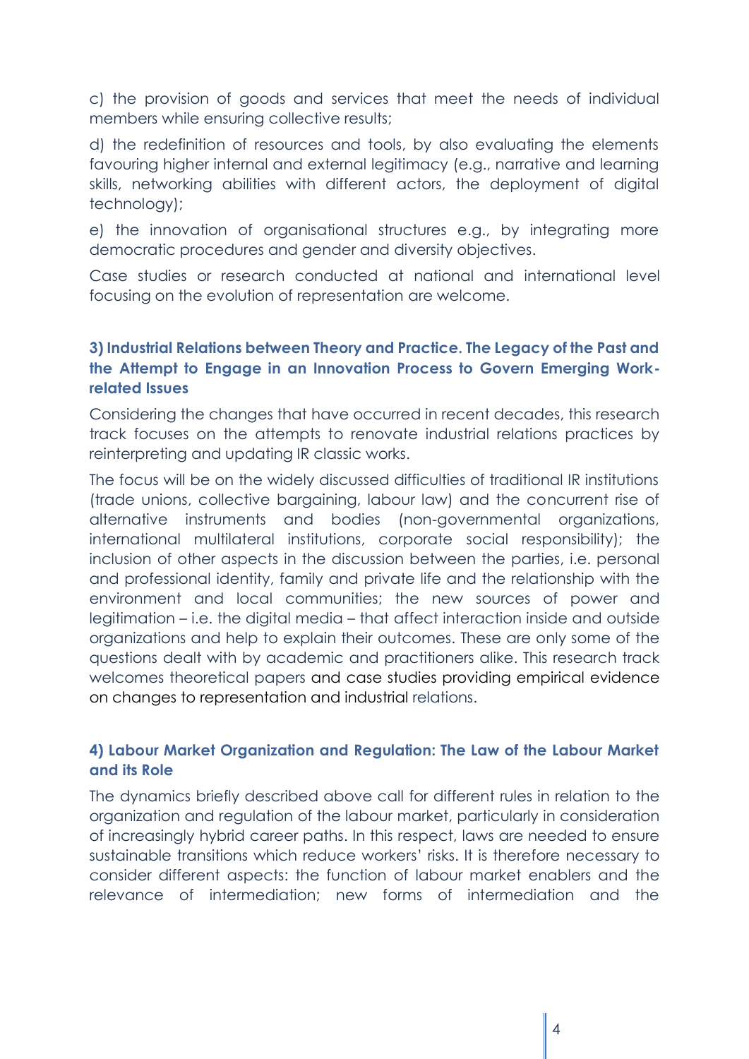c) the provision of goods and services that meet the needs of individual members while ensuring collective results;

d) the redefinition of resources and tools, by also evaluating the elements favouring higher internal and external legitimacy (e.g., narrative and learning skills, networking abilities with different actors, the deployment of digital technology);

e) the innovation of organisational structures e.g., by integrating more democratic procedures and gender and diversity objectives.

Case studies or research conducted at national and international level focusing on the evolution of representation are welcome.

### 3) Industrial Relations between Theory and Practice. The Legacy of the Past and the Attempt to Engage in an Innovation Process to Govern Emerging Work-related Issues

Considering the changes that have occurred in recent decades, this research track focuses on the attempts to renovate industrial relations practices by reinterpreting and updating IR classic works.

The focus will be on the widely discussed difficulties of traditional IR institutions (trade unions, collective bargaining, labour law) and the concurrent rise of alternative instruments and bodies (non-governmental organizations, international multilateral institutions, corporate social responsibility); the inclusion of other aspects in the discussion between the parties, i.e. personal and professional identity, family and private life and the relationship with the environment and local communities; the new sources of power and legitimation – i.e. the digital media – that affect interaction inside and outside organizations and help to explain their outcomes. These are only some of the questions dealt with by academic and practitioners alike. This research track welcomes theoretical papers and case studies providing empirical evidence on changes to representation and industrial relations.

### 4) Labour Market Organization and Regulation: The Law of the Labour Market and its Role

The dynamics briefly described above call for different rules in relation to the organization and regulation of the labour market, particularly in consideration of increasingly hybrid career paths. In this respect, laws are needed to ensure sustainable transitions which reduce workers' risks. It is therefore necessary to consider different aspects: the function of labour market enablers and the relevance of intermediation; new forms of intermediation and the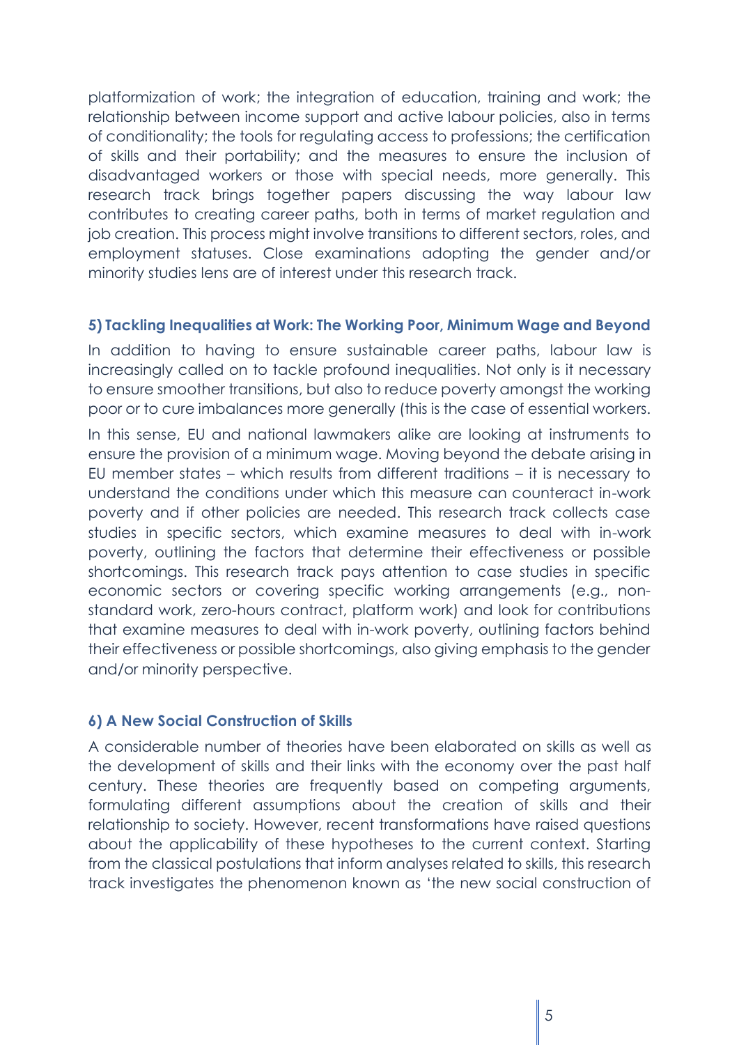platformization of work; the integration of education, training and work; the relationship between income support and active labour policies, also in terms of conditionality; the tools for regulating access to professions; the certification of skills and their portability; and the measures to ensure the inclusion of disadvantaged workers or those with special needs, more generally. This research track brings together papers discussing the way labour law contributes to creating career paths, both in terms of market regulation and job creation. This process might involve transitions to different sectors, roles, and employment statuses. Close examinations adopting the gender and/or minority studies lens are of interest under this research track.

### 5) Tackling Inequalities at Work: The Working Poor, Minimum Wage and Beyond

In addition to having to ensure sustainable career paths, labour law is increasingly called on to tackle profound inequalities. Not only is it necessary to ensure smoother transitions, but also to reduce poverty amongst the working poor or to cure imbalances more generally (this is the case of essential workers.

In this sense, EU and national lawmakers alike are looking at instruments to ensure the provision of a minimum wage. Moving beyond the debate arising in EU member states – which results from different traditions – it is necessary to understand the conditions under which this measure can counteract in-work poverty and if other policies are needed. This research track collects case studies in specific sectors, which examine measures to deal with in-work poverty, outlining the factors that determine their effectiveness or possible shortcomings. This research track pays attention to case studies in specific economic sectors or covering specific working arrangements (e.g., non-standard work, zero-hours contract, platform work) and look for contributions that examine measures to deal with in-work poverty, outlining factors behind their effectiveness or possible shortcomings, also giving emphasis to the gender and/or minority perspective.

### 6) A New Social Construction of Skills

A considerable number of theories have been elaborated on skills as well as the development of skills and their links with the economy over the past half century. These theories are frequently based on competing arguments, formulating different assumptions about the creation of skills and their relationship to society. However, recent transformations have raised questions about the applicability of these hypotheses to the current context. Starting from the classical postulations that inform analyses related to skills, this research track investigates the phenomenon known as 'the new social construction of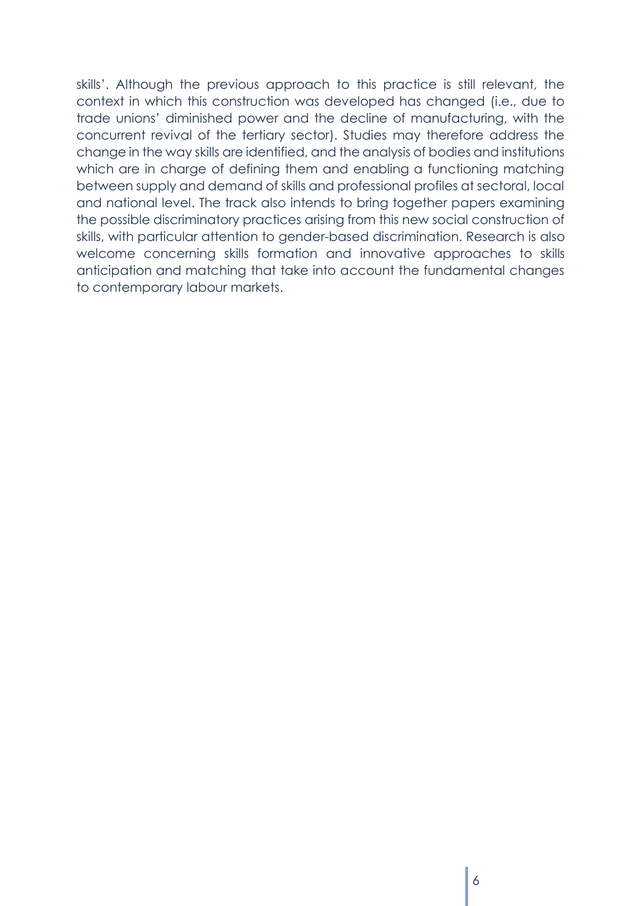skills'. Although the previous approach to this practice is still relevant, the context in which this construction was developed has changed (i.e., due to trade unions' diminished power and the decline of manufacturing, with the concurrent revival of the tertiary sector). Studies may therefore address the change in the way skills are identified, and the analysis of bodies and institutions which are in charge of defining them and enabling a functioning matching between supply and demand of skills and professional profiles at sectoral, local and national level. The track also intends to bring together papers examining the possible discriminatory practices arising from this new social construction of skills, with particular attention to gender-based discrimination. Research is also welcome concerning skills formation and innovative approaches to skills anticipation and matching that take into account the fundamental changes to contemporary labour markets.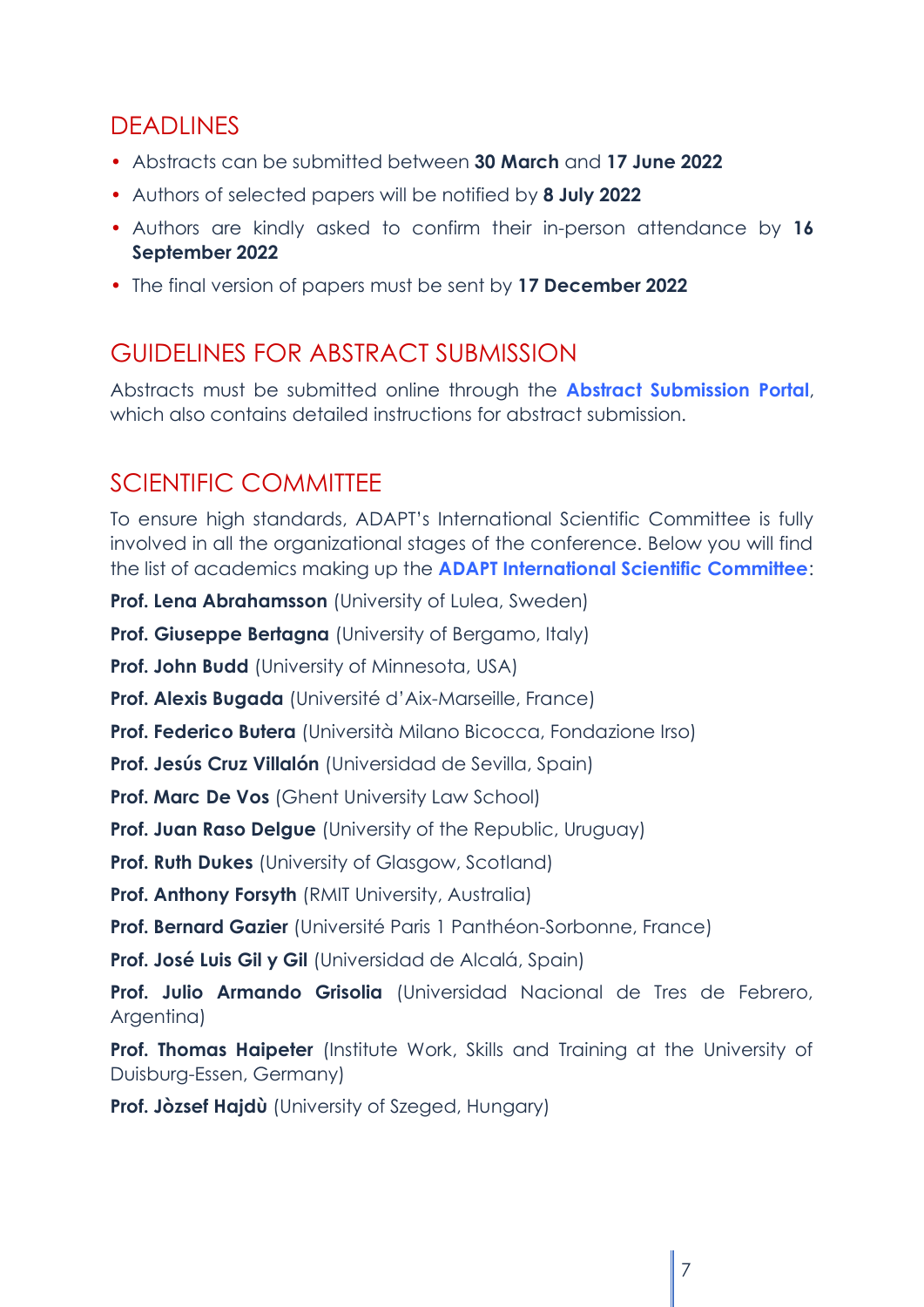## DEADLINES

- Abstracts can be submitted between **30 March** and **17 June 2022**
- Authors of selected papers will be notified by **8 July 2022**
- Authors are kindly asked to confirm their in-person attendance by **16 September 2022**
- The final version of papers must be sent by **17 December 2022**

## GUIDELINES FOR ABSTRACT SUBMISSION

Abstracts must be submitted online through the **Abstract Submission Portal**, which also contains detailed instructions for abstract submission.

## SCIENTIFIC COMMITTEE

To ensure high standards, ADAPT's International Scientific Committee is fully involved in all the organizational stages of the conference. Below you will find the list of academics making up the **ADAPT International Scientific Committee**:

**Prof. Lena Abrahamsson** (University of Lulea, Sweden)

**Prof. Giuseppe Bertagna** (University of Bergamo, Italy)

**Prof. John Budd** (University of Minnesota, USA)

**Prof. Alexis Bugada** (Université d'Aix-Marseille, France)

**Prof. Federico Butera** (Università Milano Bicocca, Fondazione Irso)

**Prof. Jesús Cruz Villalón** (Universidad de Sevilla, Spain)

**Prof. Marc De Vos** (Ghent University Law School)

**Prof. Juan Raso Delgue** (University of the Republic, Uruguay)

**Prof. Ruth Dukes** (University of Glasgow, Scotland)

**Prof. Anthony Forsyth** (RMIT University, Australia)

**Prof. Bernard Gazier** (Université Paris 1 Panthéon-Sorbonne, France)

**Prof. José Luis Gil y Gil** (Universidad de Alcalá, Spain)

**Prof. Julio Armando Grisolia** (Universidad Nacional de Tres de Febrero, Argentina)

**Prof. Thomas Haipeter** (Institute Work, Skills and Training at the University of Duisburg-Essen, Germany)

**Prof. Jòzsef Hajdù** (University of Szeged, Hungary)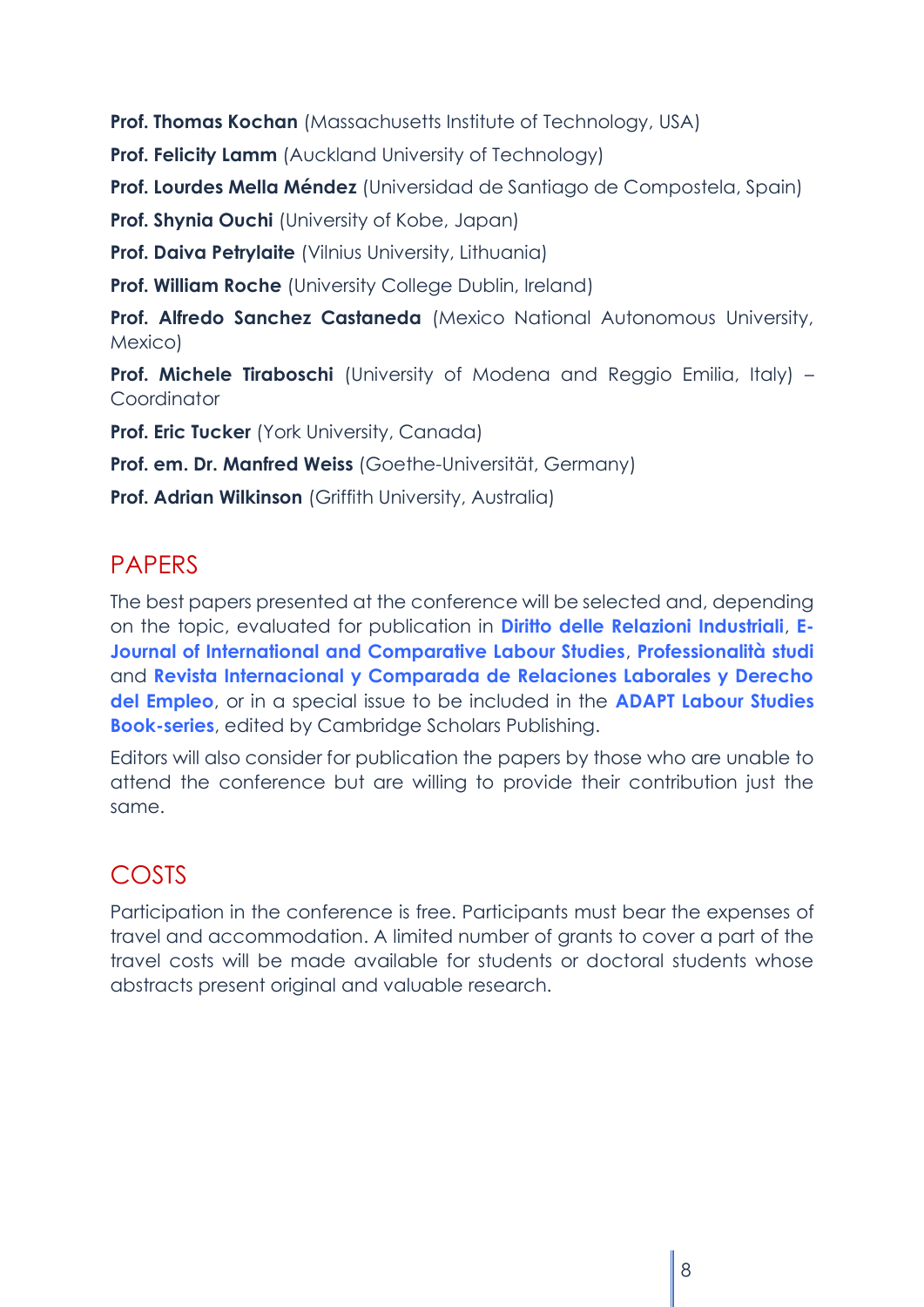**Prof. Thomas Kochan** (Massachusetts Institute of Technology, USA)

**Prof. Felicity Lamm** (Auckland University of Technology)

**Prof. Lourdes Mella Méndez** (Universidad de Santiago de Compostela, Spain)

**Prof. Shynia Ouchi** (University of Kobe, Japan)

**Prof. Daiva Petrylaite** (Vilnius University, Lithuania)

**Prof. William Roche** (University College Dublin, Ireland)

**Prof. Alfredo Sanchez Castaneda** (Mexico National Autonomous University, Mexico)

**Prof. Michele Tiraboschi** (University of Modena and Reggio Emilia, Italy) – Coordinator

**Prof. Eric Tucker** (York University, Canada)

**Prof. em. Dr. Manfred Weiss** (Goethe-Universität, Germany)

**Prof. Adrian Wilkinson** (Griffith University, Australia)

## PAPERS

The best papers presented at the conference will be selected and, depending on the topic, evaluated for publication in **Diritto delle Relazioni Industriali**, **E-Journal of International and Comparative Labour Studies**, **Professionalità studi** and **Revista Internacional y Comparada de Relaciones Laborales y Derecho del Empleo**, or in a special issue to be included in the **ADAPT Labour Studies Book-series**, edited by Cambridge Scholars Publishing.

Editors will also consider for publication the papers by those who are unable to attend the conference but are willing to provide their contribution just the same.

## COSTS

Participation in the conference is free. Participants must bear the expenses of travel and accommodation. A limited number of grants to cover a part of the travel costs will be made available for students or doctoral students whose abstracts present original and valuable research.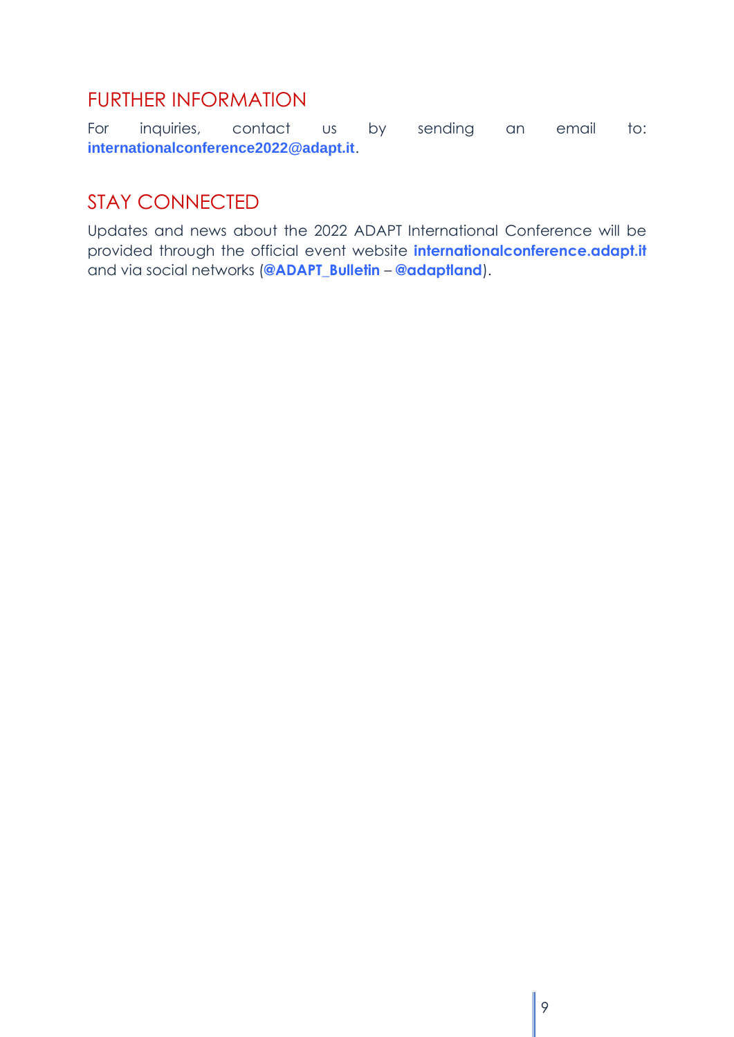## FURTHER INFORMATION

For inquiries, contact us by sending an email to: **internationalconference2022@adapt.it**.

## STAY CONNECTED

Updates and news about the 2022 ADAPT International Conference will be provided through the official event website **internationalconference.adapt.it** and via social networks (**@ADAPT_Bulletin** – **@adaptland**).